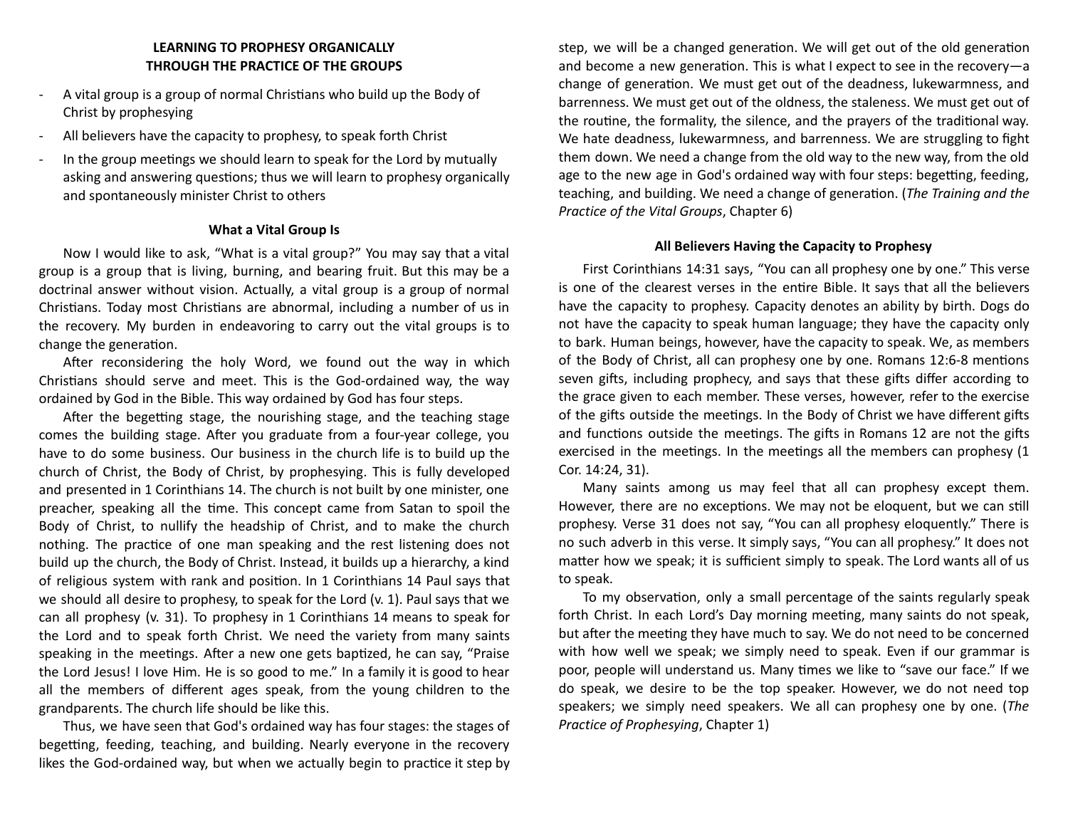## LEARNING TO PROPHESY ORGANICALLY THROUGH THE PRACTICE OF THE GROUPS

- A vital group is a group of normal Christians who build up the Body of Christ by prophesying
- All believers have the capacity to prophesy, to speak forth Christ
- In the group meetings we should learn to speak for the Lord by mutually asking and answering questions; thus we will learn to prophesy organically and spontaneously minister Christ to others

### What a Vital Group Is

Now I would like to ask, "What is a vital group?" You may say that a vital group is a group that is living, burning, and bearing fruit. But this may be a doctrinal answer without vision. Actually, a vital group is a group of normal Christians. Today most Christians are abnormal, including a number of us in the recovery. My burden in endeavoring to carry out the vital groups is to change the generation.

After reconsidering the holy Word, we found out the way in which Christians should serve and meet. This is the God-ordained way, the way ordained by God in the Bible. This way ordained by God has four steps.

After the begetting stage, the nourishing stage, and the teaching stage comes the building stage. After you graduate from a four-year college, you have to do some business. Our business in the church life is to build up the church of Christ, the Body of Christ, by prophesying. This is fully developed and presented in 1 Corinthians 14. The church is not built by one minister, one preacher, speaking all the time. This concept came from Satan to spoil the Body of Christ, to nullify the headship of Christ, and to make the church nothing. The practice of one man speaking and the rest listening does not build up the church, the Body of Christ. Instead, it builds up a hierarchy, a kind of religious system with rank and position. In 1 Corinthians 14 Paul says that we should all desire to prophesy, to speak for the Lord (v. 1). Paul says that we can all prophesy (v. 31). To prophesy in 1 Corinthians 14 means to speak for the Lord and to speak forth Christ. We need the variety from many saints speaking in the meetings. After a new one gets baptized, he can say, "Praise the Lord Jesus! I love Him. He is so good to me." In a family it is good to hear all the members of different ages speak, from the young children to the grandparents. The church life should be like this.

Thus, we have seen that God's ordained way has four stages: the stages of begetting, feeding, teaching, and building. Nearly everyone in the recovery likes the God-ordained way, but when we actually begin to practice it step by step, we will be a changed generation. We will get out of the old generation and become a new generation. This is what I expect to see in the recovery—a change of generation. We must get out of the deadness, lukewarmness, and barrenness. We must get out of the oldness, the staleness. We must get out of the routine, the formality, the silence, and the prayers of the traditional way. We hate deadness, lukewarmness, and barrenness. We are struggling to fight them down. We need a change from the old way to the new way, from the old age to the new age in God's ordained way with four steps: begetting, feeding, teaching, and building. We need a change of generation. (*The Training and the Practice of the Vital Groups*, Chapter 6)

### All Believers Having the Capacity to Prophesy

First Corinthians 14:31 says, "You can all prophesy one by one." This verse is one of the clearest verses in the entire Bible. It says that all the believers have the capacity to prophesy. Capacity denotes an ability by birth. Dogs do not have the capacity to speak human language; they have the capacity only to bark. Human beings, however, have the capacity to speak. We, as members of the Body of Christ, all can prophesy one by one. Romans 12:6-8 mentions seven gifts, including prophecy, and says that these gifts differ according to the grace given to each member. These verses, however, refer to the exercise of the gifts outside the meetings. In the Body of Christ we have different gifts and functions outside the meetings. The gifts in Romans 12 are not the gifts exercised in the meetings. In the meetings all the members can prophesy (1 Cor. 14:24, 31).

Many saints among us may feel that all can prophesy except them. However, there are no exceptions. We may not be eloquent, but we can still prophesy. Verse 31 does not say, "You can all prophesy eloquently." There is no such adverb in this verse. It simply says, "You can all prophesy." It does not matter how we speak; it is sufficient simply to speak. The Lord wants all of us to speak.

To my observation, only a small percentage of the saints regularly speak forth Christ. In each Lord's Day morning meeting, many saints do not speak, but after the meeting they have much to say. We do not need to be concerned with how well we speak; we simply need to speak. Even if our grammar is poor, people will understand us. Many times we like to "save our face." If we do speak, we desire to be the top speaker. However, we do not need top speakers; we simply need speakers. We all can prophesy one by one. (*The Practice of Prophesying*, Chapter 1)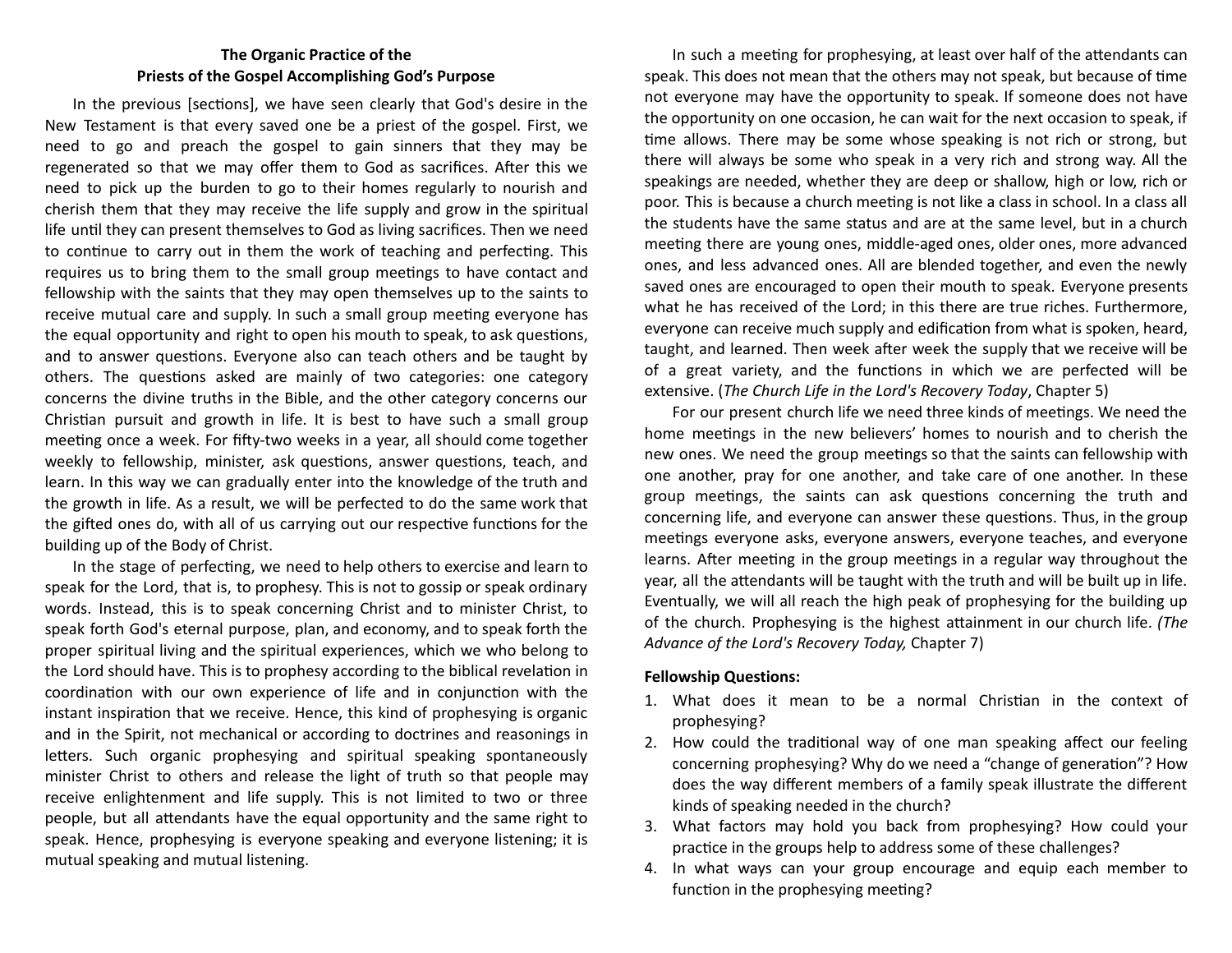# The Organic Practice of the Priests of the Gospel Accomplishing God's Purpose

In the previous [sections], we have seen clearly that God's desire in the New Testament is that every saved one be a priest of the gospel. First, we need to go and preach the gospel to gain sinners that they may be regenerated so that we may offer them to God as sacrifices. After this we need to pick up the burden to go to their homes regularly to nourish and cherish them that they may receive the life supply and grow in the spiritual life until they can present themselves to God as living sacrifices. Then we need to continue to carry out in them the work of teaching and perfecting. This requires us to bring them to the small group meetings to have contact and fellowship with the saints that they may open themselves up to the saints to receive mutual care and supply. In such a small group meeting everyone has the equal opportunity and right to open his mouth to speak, to ask questions, and to answer questions. Everyone also can teach others and be taught by others. The questions asked are mainly of two categories: one category concerns the divine truths in the Bible, and the other category concerns our Christian pursuit and growth in life. It is best to have such a small group meeting once a week. For fifty-two weeks in a year, all should come together weekly to fellowship, minister, ask questions, answer questions, teach, and learn. In this way we can gradually enter into the knowledge of the truth and the growth in life. As a result, we will be perfected to do the same work that the gifted ones do, with all of us carrying out our respective functions for the building up of the Body of Christ.

In the stage of perfecting, we need to help others to exercise and learn to speak for the Lord, that is, to prophesy. This is not to gossip or speak ordinary words. Instead, this is to speak concerning Christ and to minister Christ, to speak forth God's eternal purpose, plan, and economy, and to speak forth the proper spiritual living and the spiritual experiences, which we who belong to the Lord should have. This is to prophesy according to the biblical revelation in coordination with our own experience of life and in conjunction with the instant inspiration that we receive. Hence, this kind of prophesying is organic and in the Spirit, not mechanical or according to doctrines and reasonings in letters. Such organic prophesying and spiritual speaking spontaneously minister Christ to others and release the light of truth so that people may receive enlightenment and life supply. This is not limited to two or three people, but all attendants have the equal opportunity and the same right to speak. Hence, prophesying is everyone speaking and everyone listening; it is mutual speaking and mutual listening.

In such a meeting for prophesying, at least over half of the attendants can speak. This does not mean that the others may not speak, but because of time not everyone may have the opportunity to speak. If someone does not have the opportunity on one occasion, he can wait for the next occasion to speak, if time allows. There may be some whose speaking is not rich or strong, but there will always be some who speak in a very rich and strong way. All the speakings are needed, whether they are deep or shallow, high or low, rich or poor. This is because a church meeting is not like a class in school. In a class all the students have the same status and are at the same level, but in a church meeting there are young ones, middle-aged ones, older ones, more advanced ones, and less advanced ones. All are blended together, and even the newly saved ones are encouraged to open their mouth to speak. Everyone presents what he has received of the Lord; in this there are true riches. Furthermore, everyone can receive much supply and edification from what is spoken, heard, taught, and learned. Then week after week the supply that we receive will be of a great variety, and the functions in which we are perfected will be extensive. (*The Church Life in the Lord's Recovery Today*, Chapter 5)

For our present church life we need three kinds of meetings. We need the home meetings in the new believers' homes to nourish and to cherish the new ones. We need the group meetings so that the saints can fellowship with one another, pray for one another, and take care of one another. In these group meetings, the saints can ask questions concerning the truth and concerning life, and everyone can answer these questions. Thus, in the group meetings everyone asks, everyone answers, everyone teaches, and everyone learns. After meeting in the group meetings in a regular way throughout the year, all the attendants will be taught with the truth and will be built up in life. Eventually, we will all reach the high peak of prophesying for the building up of the church. Prophesying is the highest attainment in our church life. *(The Advance of the Lord's Recovery Today,* Chapter 7)

**Fellowship Questions:**

1. What does it mean to be a normal Christian in the context of prophesying?
2. How could the traditional way of one man speaking affect our feeling concerning prophesying? Why do we need a "change of generation"? How does the way different members of a family speak illustrate the different kinds of speaking needed in the church?
3. What factors may hold you back from prophesying? How could your practice in the groups help to address some of these challenges?
4. In what ways can your group encourage and equip each member to function in the prophesying meeting?